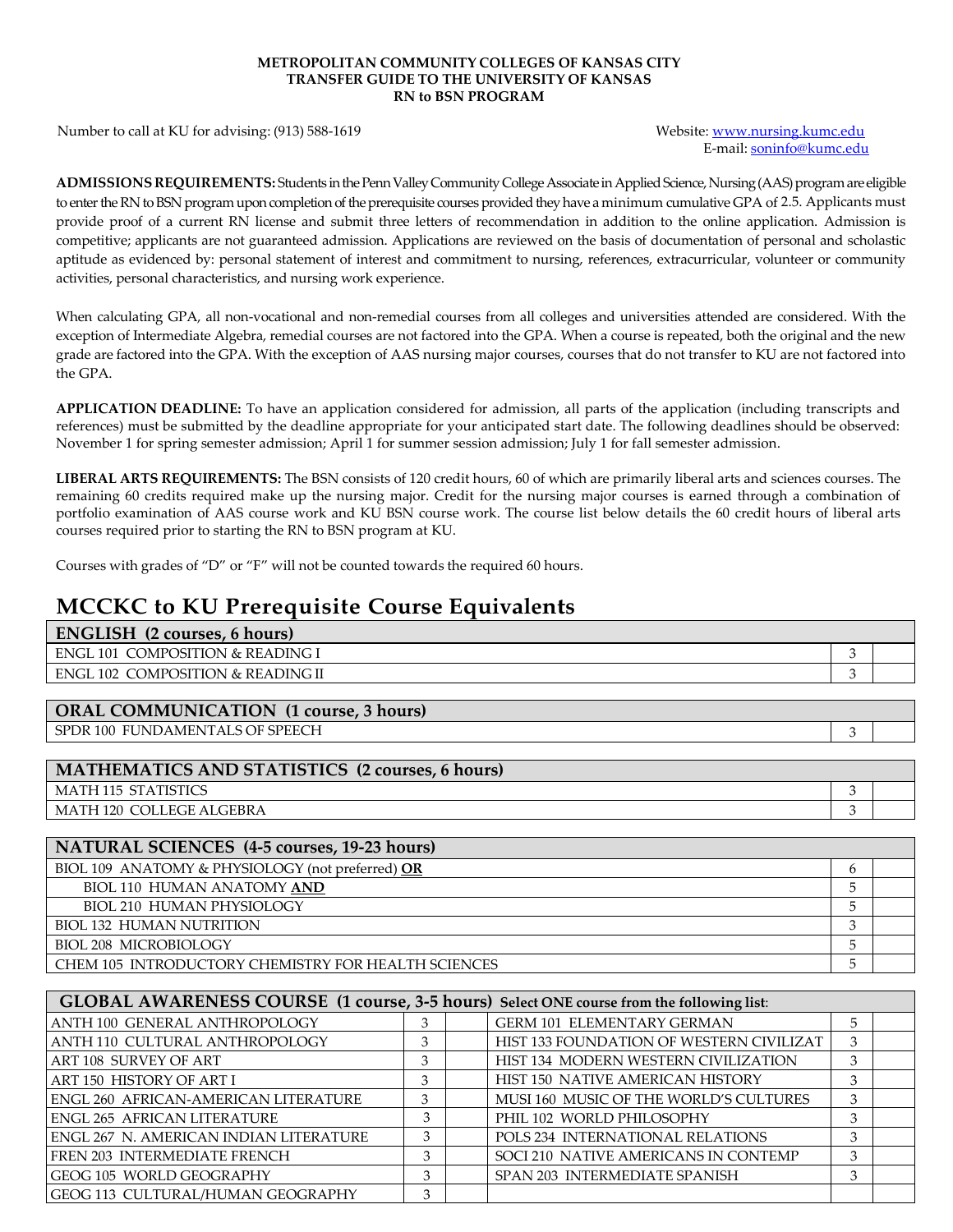**METROPOLITAN COMMUNITY COLLEGES OF KANSAS CITY**
**TRANSFER GUIDE TO THE UNIVERSITY OF KANSAS**
**RN to BSN PROGRAM**

Number to call at KU for advising: (913) 588-1619

Website: www.nursing.kumc.edu
E-mail: soninfo@kumc.edu

**ADMISSIONS REQUIREMENTS:** Students in the Penn Valley Community College Associate in Applied Science, Nursing (AAS) program are eligible to enter the RN to BSN program upon completion of the prerequisite courses provided they have a minimum cumulative GPA of 2.5. Applicants must provide proof of a current RN license and submit three letters of recommendation in addition to the online application. Admission is competitive; applicants are not guaranteed admission. Applications are reviewed on the basis of documentation of personal and scholastic aptitude as evidenced by: personal statement of interest and commitment to nursing, references, extracurricular, volunteer or community activities, personal characteristics, and nursing work experience.

When calculating GPA, all non-vocational and non-remedial courses from all colleges and universities attended are considered. With the exception of Intermediate Algebra, remedial courses are not factored into the GPA. When a course is repeated, both the original and the new grade are factored into the GPA. With the exception of AAS nursing major courses, courses that do not transfer to KU are not factored into the GPA.

**APPLICATION DEADLINE:** To have an application considered for admission, all parts of the application (including transcripts and references) must be submitted by the deadline appropriate for your anticipated start date. The following deadlines should be observed: November 1 for spring semester admission; April 1 for summer session admission; July 1 for fall semester admission.

**LIBERAL ARTS REQUIREMENTS:** The BSN consists of 120 credit hours, 60 of which are primarily liberal arts and sciences courses. The remaining 60 credits required make up the nursing major. Credit for the nursing major courses is earned through a combination of portfolio examination of AAS course work and KU BSN course work. The course list below details the 60 credit hours of liberal arts courses required prior to starting the RN to BSN program at KU.

Courses with grades of "D" or "F" will not be counted towards the required 60 hours.

# MCCKC to KU Prerequisite Course Equivalents

| **ENGLISH (2 courses, 6 hours)** | | |
|---|---|---|
| ENGL 101 COMPOSITION & READING I | 3 | |
| ENGL 102 COMPOSITION & READING II | 3 | |

| **ORAL COMMUNICATION (1 course, 3 hours)** | | |
|---|---|---|
| SPDR 100 FUNDAMENTALS OF SPEECH | 3 | |

| **MATHEMATICS AND STATISTICS (2 courses, 6 hours)** | | |
|---|---|---|
| MATH 115 STATISTICS | 3 | |
| MATH 120 COLLEGE ALGEBRA | 3 | |

| **NATURAL SCIENCES (4-5 courses, 19-23 hours)** | | |
|---|---|---|
| BIOL 109 ANATOMY & PHYSIOLOGY (not preferred) **OR** | 6 | |
| BIOL 110 HUMAN ANATOMY **AND** | 5 | |
| BIOL 210 HUMAN PHYSIOLOGY | 5 | |
| BIOL 132 HUMAN NUTRITION | 3 | |
| BIOL 208 MICROBIOLOGY | 5 | |
| CHEM 105 INTRODUCTORY CHEMISTRY FOR HEALTH SCIENCES | 5 | |

| **GLOBAL AWARENESS COURSE (1 course, 3-5 hours)** Select ONE course from the following list: | | | | | |
|---|---|---|---|---|---|
| ANTH 100 GENERAL ANTHROPOLOGY | 3 | | GERM 101 ELEMENTARY GERMAN | 5 | |
| ANTH 110 CULTURAL ANTHROPOLOGY | 3 | | HIST 133 FOUNDATION OF WESTERN CIVILIZAT | 3 | |
| ART 108 SURVEY OF ART | 3 | | HIST 134 MODERN WESTERN CIVILIZATION | 3 | |
| ART 150 HISTORY OF ART I | 3 | | HIST 150 NATIVE AMERICAN HISTORY | 3 | |
| ENGL 260 AFRICAN-AMERICAN LITERATURE | 3 | | MUSI 160 MUSIC OF THE WORLD'S CULTURES | 3 | |
| ENGL 265 AFRICAN LITERATURE | 3 | | PHIL 102 WORLD PHILOSOPHY | 3 | |
| ENGL 267 N. AMERICAN INDIAN LITERATURE | 3 | | POLS 234 INTERNATIONAL RELATIONS | 3 | |
| FREN 203 INTERMEDIATE FRENCH | 3 | | SOCI 210 NATIVE AMERICANS IN CONTEMP | 3 | |
| GEOG 105 WORLD GEOGRAPHY | 3 | | SPAN 203 INTERMEDIATE SPANISH | 3 | |
| GEOG 113 CULTURAL/HUMAN GEOGRAPHY | 3 | | | | |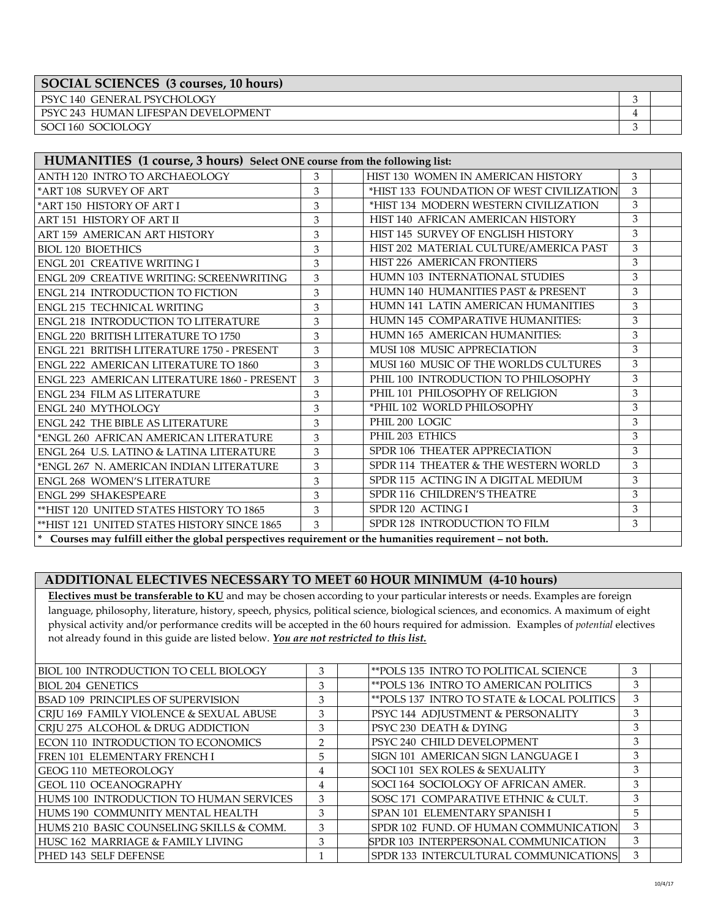| SOCIAL SCIENCES (3 courses, 10 hours) | | |
|---|---|---|
| PSYC 140 GENERAL PSYCHOLOGY | 3 | |
| PSYC 243 HUMAN LIFESPAN DEVELOPMENT | 4 | |
| SOCI 160 SOCIOLOGY | 3 | |

| HUMANITIES (1 course, 3 hours) Select ONE course from the following list: | | | | | |
|---|---|---|---|---|---|
| ANTH 120 INTRO TO ARCHAEOLOGY | 3 | | HIST 130 WOMEN IN AMERICAN HISTORY | 3 | |
| *ART 108 SURVEY OF ART | 3 | | *HIST 133 FOUNDATION OF WEST CIVILIZATION | 3 | |
| *ART 150 HISTORY OF ART I | 3 | | *HIST 134 MODERN WESTERN CIVILIZATION | 3 | |
| ART 151 HISTORY OF ART II | 3 | | HIST 140 AFRICAN AMERICAN HISTORY | 3 | |
| ART 159 AMERICAN ART HISTORY | 3 | | HIST 145 SURVEY OF ENGLISH HISTORY | 3 | |
| BIOL 120 BIOETHICS | 3 | | HIST 202 MATERIAL CULTURE/AMERICA PAST | 3 | |
| ENGL 201 CREATIVE WRITING I | 3 | | HIST 226 AMERICAN FRONTIERS | 3 | |
| ENGL 209 CREATIVE WRITING: SCREENWRITING | 3 | | HUMN 103 INTERNATIONAL STUDIES | 3 | |
| ENGL 214 INTRODUCTION TO FICTION | 3 | | HUMN 140 HUMANITIES PAST & PRESENT | 3 | |
| ENGL 215 TECHNICAL WRITING | 3 | | HUMN 141 LATIN AMERICAN HUMANITIES | 3 | |
| ENGL 218 INTRODUCTION TO LITERATURE | 3 | | HUMN 145 COMPARATIVE HUMANITIES: | 3 | |
| ENGL 220 BRITISH LITERATURE TO 1750 | 3 | | HUMN 165 AMERICAN HUMANITIES: | 3 | |
| ENGL 221 BRITISH LITERATURE 1750 - PRESENT | 3 | | MUSI 108 MUSIC APPRECIATION | 3 | |
| ENGL 222 AMERICAN LITERATURE TO 1860 | 3 | | MUSI 160 MUSIC OF THE WORLDS CULTURES | 3 | |
| ENGL 223 AMERICAN LITERATURE 1860 - PRESENT | 3 | | PHIL 100 INTRODUCTION TO PHILOSOPHY | 3 | |
| ENGL 234 FILM AS LITERATURE | 3 | | PHIL 101 PHILOSOPHY OF RELIGION | 3 | |
| ENGL 240 MYTHOLOGY | 3 | | *PHIL 102 WORLD PHILOSOPHY | 3 | |
| ENGL 242 THE BIBLE AS LITERATURE | 3 | | PHIL 200 LOGIC | 3 | |
| *ENGL 260 AFRICAN AMERICAN LITERATURE | 3 | | PHIL 203 ETHICS | 3 | |
| ENGL 264 U.S. LATINO & LATINA LITERATURE | 3 | | SPDR 106 THEATER APPRECIATION | 3 | |
| *ENGL 267 N. AMERICAN INDIAN LITERATURE | 3 | | SPDR 114 THEATER & THE WESTERN WORLD | 3 | |
| ENGL 268 WOMEN'S LITERATURE | 3 | | SPDR 115 ACTING IN A DIGITAL MEDIUM | 3 | |
| ENGL 299 SHAKESPEARE | 3 | | SPDR 116 CHILDREN'S THEATRE | 3 | |
| **HIST 120 UNITED STATES HISTORY TO 1865 | 3 | | SPDR 120 ACTING I | 3 | |
| **HIST 121 UNITED STATES HISTORY SINCE 1865 | 3 | | SPDR 128 INTRODUCTION TO FILM | 3 | |

**\* Courses may fulfill either the global perspectives requirement or the humanities requirement – not both.**

## ADDITIONAL ELECTIVES NECESSARY TO MEET 60 HOUR MINIMUM (4-10 hours)

**<u>Electives must be transferable to KU</u>** and may be chosen according to your particular interests or needs. Examples are foreign language, philosophy, literature, history, speech, physics, political science, biological sciences, and economics. A maximum of eight physical activity and/or performance credits will be accepted in the 60 hours required for admission. Examples of *potential* electives not already found in this guide are listed below. ***<u>You are not restricted to this list.</u>***

| | | | | | |
|---|---|---|---|---|---|
| BIOL 100 INTRODUCTION TO CELL BIOLOGY | 3 | | **POLS 135 INTRO TO POLITICAL SCIENCE | 3 | |
| BIOL 204 GENETICS | 3 | | **POLS 136 INTRO TO AMERICAN POLITICS | 3 | |
| BSAD 109 PRINCIPLES OF SUPERVISION | 3 | | **POLS 137 INTRO TO STATE & LOCAL POLITICS | 3 | |
| CRJU 169 FAMILY VIOLENCE & SEXUAL ABUSE | 3 | | PSYC 144 ADJUSTMENT & PERSONALITY | 3 | |
| CRJU 275 ALCOHOL & DRUG ADDICTION | 3 | | PSYC 230 DEATH & DYING | 3 | |
| ECON 110 INTRODUCTION TO ECONOMICS | 2 | | PSYC 240 CHILD DEVELOPMENT | 3 | |
| FREN 101 ELEMENTARY FRENCH I | 5 | | SIGN 101 AMERICAN SIGN LANGUAGE I | 3 | |
| GEOG 110 METEOROLOGY | 4 | | SOCI 101 SEX ROLES & SEXUALITY | 3 | |
| GEOL 110 OCEANOGRAPHY | 4 | | SOCI 164 SOCIOLOGY OF AFRICAN AMER. | 3 | |
| HUMS 100 INTRODUCTION TO HUMAN SERVICES | 3 | | SOSC 171 COMPARATIVE ETHNIC & CULT. | 3 | |
| HUMS 190 COMMUNITY MENTAL HEALTH | 3 | | SPAN 101 ELEMENTARY SPANISH I | 5 | |
| HUMS 210 BASIC COUNSELING SKILLS & COMM. | 3 | | SPDR 102 FUND. OF HUMAN COMMUNICATION | 3 | |
| HUSC 162 MARRIAGE & FAMILY LIVING | 3 | | SPDR 103 INTERPERSONAL COMMUNICATION | 3 | |
| PHED 143 SELF DEFENSE | 1 | | SPDR 133 INTERCULTURAL COMMUNICATIONS | 3 | |

10/4/17